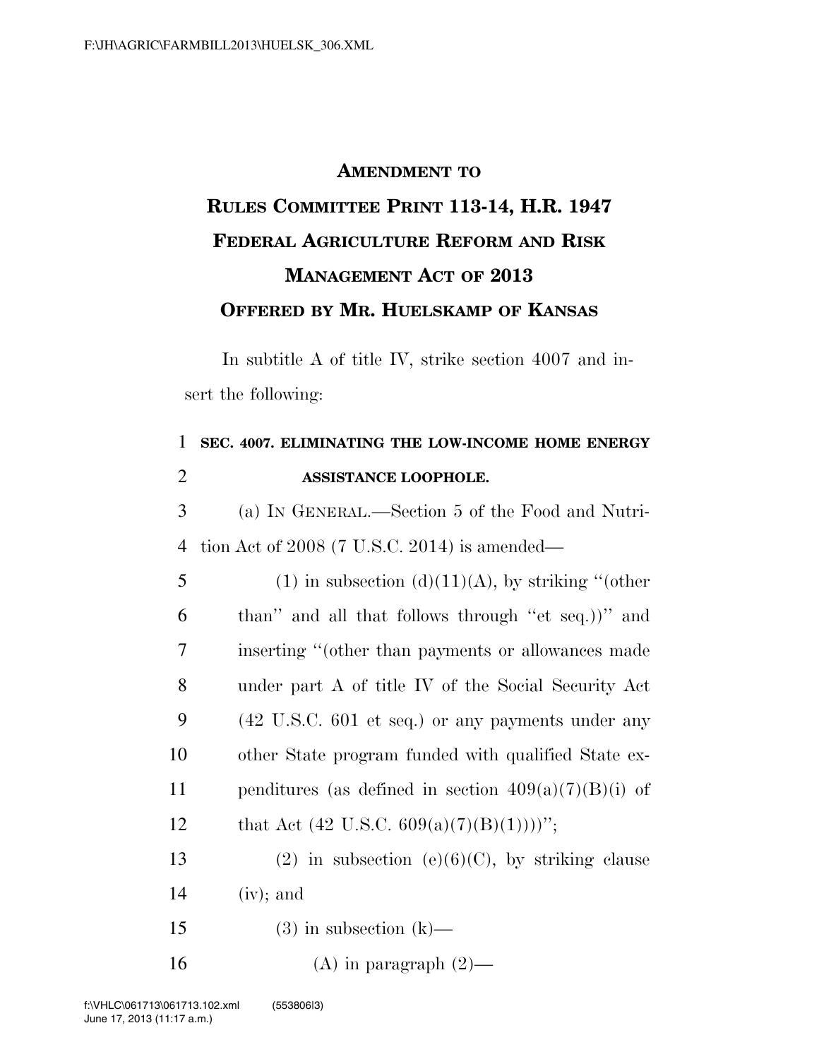# AMENDMENT TO RULES COMMITTEE PRINT 113-14, H.R. 1947 FEDERAL AGRICULTURE REFORM AND RISK MANAGEMENT ACT OF 2013 OFFERED BY MR. HUELSKAMP OF KANSAS

In subtitle A of title IV, strike section 4007 and insert the following:

1 **SEC. 4007. ELIMINATING THE LOW-INCOME HOME ENERGY**
2 **ASSISTANCE LOOPHOLE.**

3 (a) IN GENERAL.—Section 5 of the Food and Nutri-
4 tion Act of 2008 (7 U.S.C. 2014) is amended—

5 (1) in subsection (d)(11)(A), by striking "(other
6 than" and all that follows through "et seq.))" and
7 inserting "(other than payments or allowances made
8 under part A of title IV of the Social Security Act
9 (42 U.S.C. 601 et seq.) or any payments under any
10 other State program funded with qualified State ex-
11 penditures (as defined in section 409(a)(7)(B)(i) of
12 that Act (42 U.S.C. 609(a)(7)(B)(1))))";

13 (2) in subsection (e)(6)(C), by striking clause
14 (iv); and

15 (3) in subsection (k)—

16 (A) in paragraph (2)—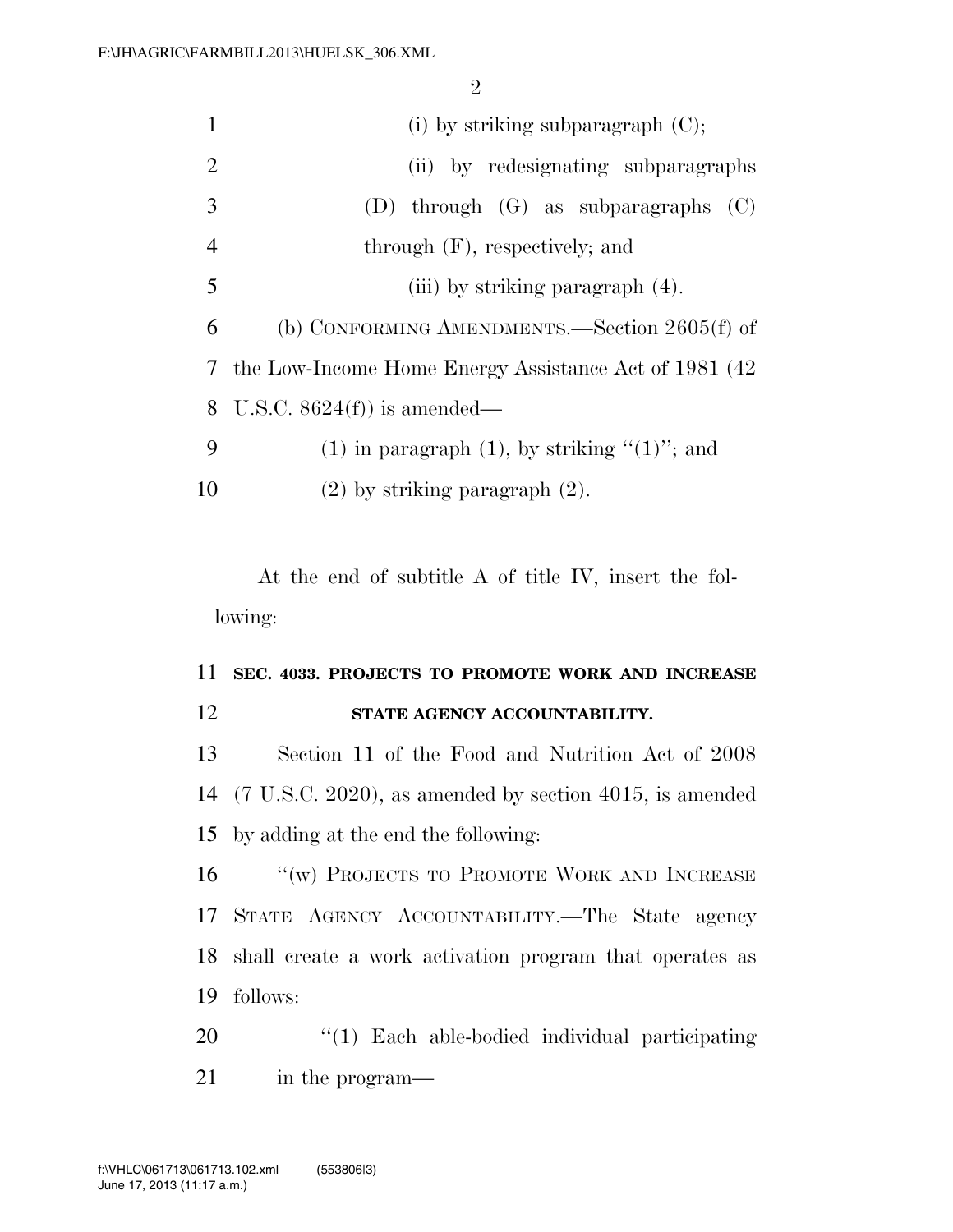(i) by striking subparagraph (C);

(ii) by redesignating subparagraphs (D) through (G) as subparagraphs (C) through (F), respectively; and

(iii) by striking paragraph (4).

(b) CONFORMING AMENDMENTS.—Section 2605(f) of the Low-Income Home Energy Assistance Act of 1981 (42 U.S.C. 8624(f)) is amended—

(1) in paragraph (1), by striking "(1)"; and

(2) by striking paragraph (2).

At the end of subtitle A of title IV, insert the following:

**SEC. 4033. PROJECTS TO PROMOTE WORK AND INCREASE STATE AGENCY ACCOUNTABILITY.**

Section 11 of the Food and Nutrition Act of 2008 (7 U.S.C. 2020), as amended by section 4015, is amended by adding at the end the following:

"(w) PROJECTS TO PROMOTE WORK AND INCREASE STATE AGENCY ACCOUNTABILITY.—The State agency shall create a work activation program that operates as follows:

"(1) Each able-bodied individual participating in the program—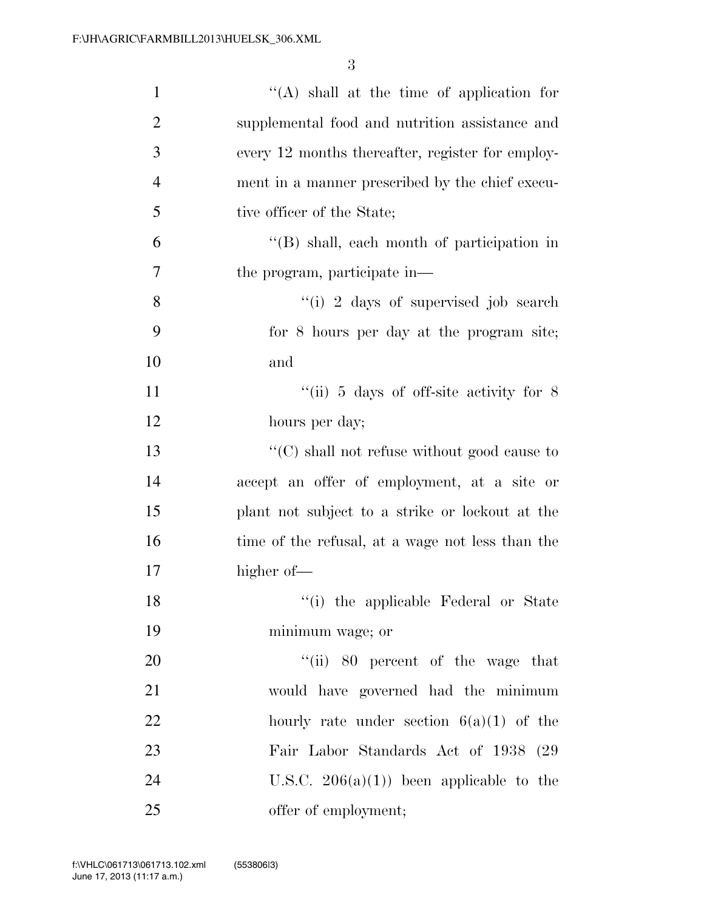''(A) shall at the time of application for supplemental food and nutrition assistance and every 12 months thereafter, register for employment in a manner prescribed by the chief executive officer of the State;

''(B) shall, each month of participation in the program, participate in—

''(i) 2 days of supervised job search for 8 hours per day at the program site; and

''(ii) 5 days of off-site activity for 8 hours per day;

''(C) shall not refuse without good cause to accept an offer of employment, at a site or plant not subject to a strike or lockout at the time of the refusal, at a wage not less than the higher of—

''(i) the applicable Federal or State minimum wage; or

''(ii) 80 percent of the wage that would have governed had the minimum hourly rate under section 6(a)(1) of the Fair Labor Standards Act of 1938 (29 U.S.C. 206(a)(1)) been applicable to the offer of employment;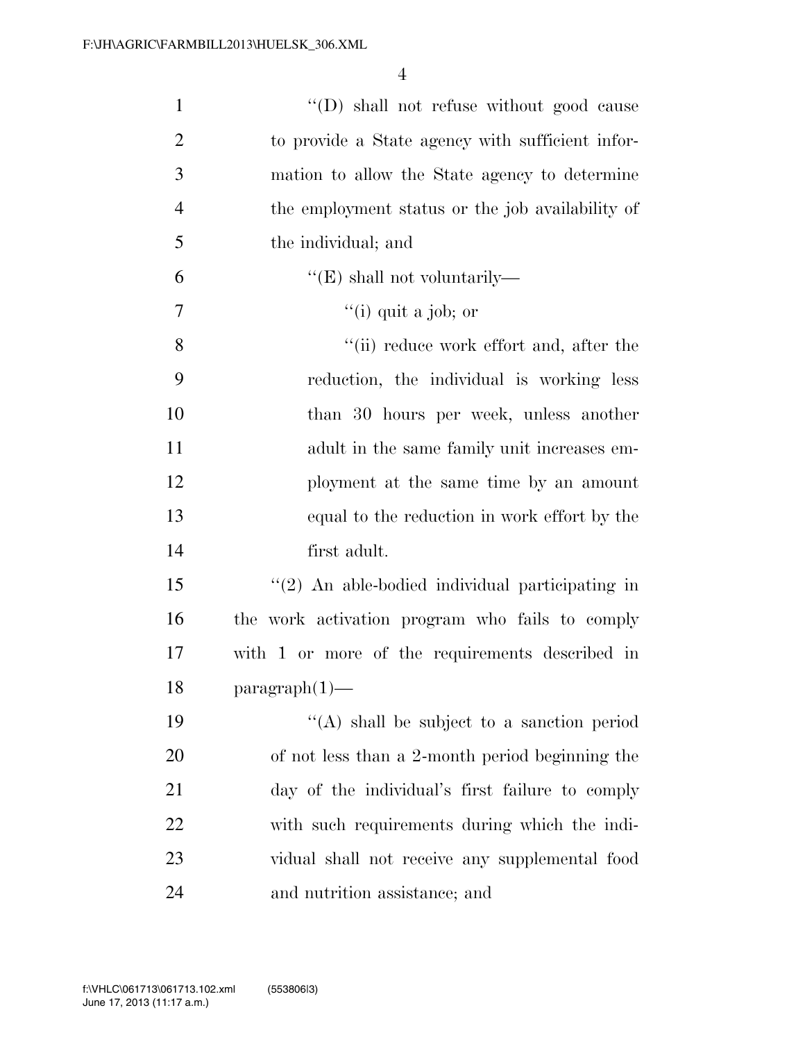''(D) shall not refuse without good cause to provide a State agency with sufficient information to allow the State agency to determine the employment status or the job availability of the individual; and

''(E) shall not voluntarily—

''(i) quit a job; or

''(ii) reduce work effort and, after the reduction, the individual is working less than 30 hours per week, unless another adult in the same family unit increases employment at the same time by an amount equal to the reduction in work effort by the first adult.

''(2) An able-bodied individual participating in the work activation program who fails to comply with 1 or more of the requirements described in paragraph(1)—

''(A) shall be subject to a sanction period of not less than a 2-month period beginning the day of the individual's first failure to comply with such requirements during which the individual shall not receive any supplemental food and nutrition assistance; and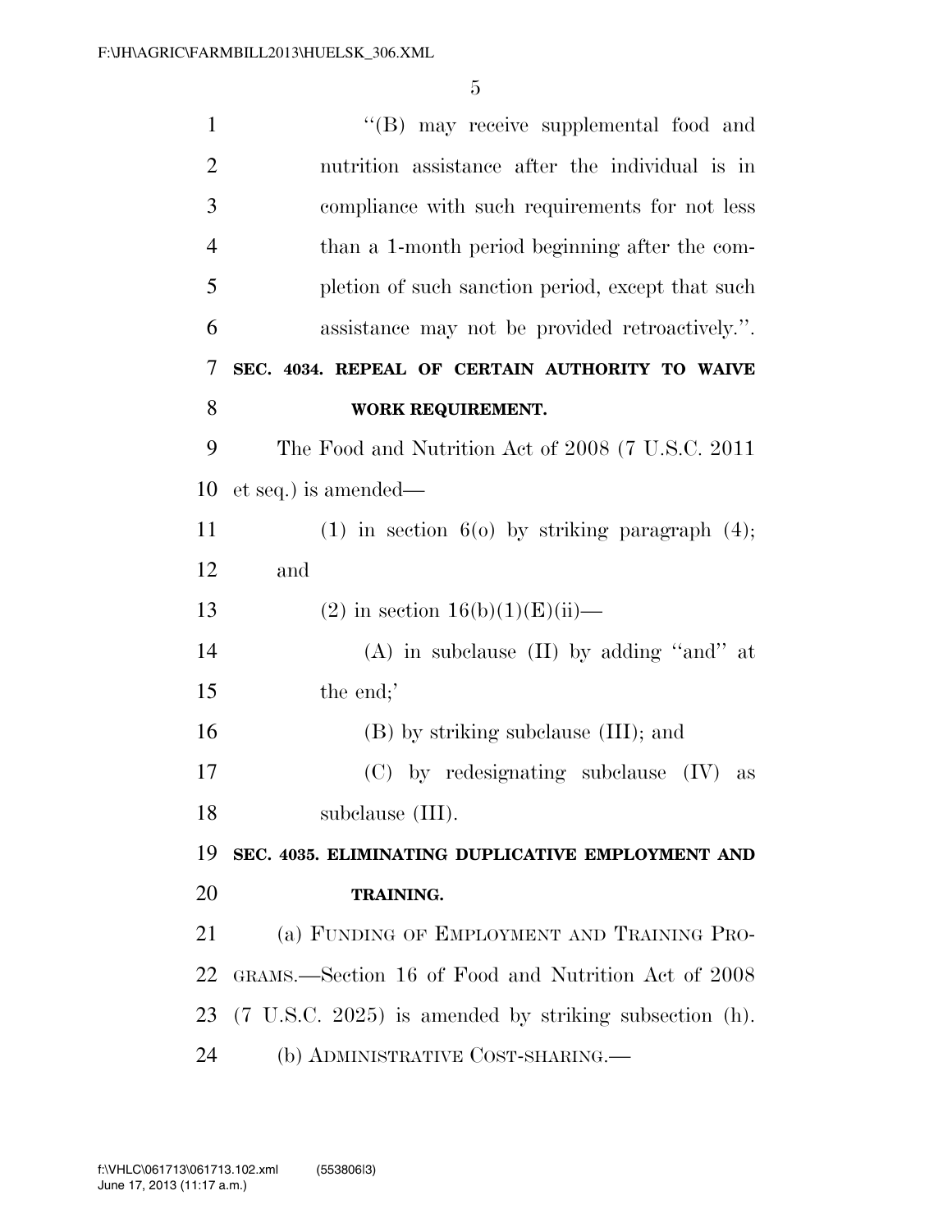"(B) may receive supplemental food and nutrition assistance after the individual is in compliance with such requirements for not less than a 1-month period beginning after the completion of such sanction period, except that such assistance may not be provided retroactively.".

**SEC. 4034. REPEAL OF CERTAIN AUTHORITY TO WAIVE WORK REQUIREMENT.**

The Food and Nutrition Act of 2008 (7 U.S.C. 2011 et seq.) is amended—

(1) in section 6(o) by striking paragraph (4); and

(2) in section 16(b)(1)(E)(ii)—

(A) in subclause (II) by adding "and" at the end;'

(B) by striking subclause (III); and

(C) by redesignating subclause (IV) as subclause (III).

**SEC. 4035. ELIMINATING DUPLICATIVE EMPLOYMENT AND TRAINING.**

(a) FUNDING OF EMPLOYMENT AND TRAINING PROGRAMS.—Section 16 of Food and Nutrition Act of 2008 (7 U.S.C. 2025) is amended by striking subsection (h).

(b) ADMINISTRATIVE COST-SHARING.—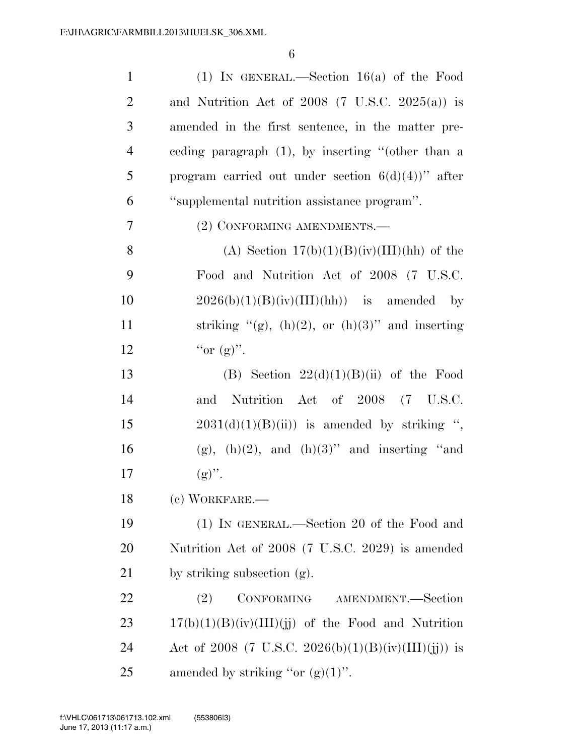(1) IN GENERAL.—Section 16(a) of the Food and Nutrition Act of 2008 (7 U.S.C. 2025(a)) is amended in the first sentence, in the matter preceding paragraph (1), by inserting "(other than a program carried out under section 6(d)(4))" after "supplemental nutrition assistance program".

(2) CONFORMING AMENDMENTS.—

(A) Section 17(b)(1)(B)(iv)(III)(hh) of the Food and Nutrition Act of 2008 (7 U.S.C. 2026(b)(1)(B)(iv)(III)(hh)) is amended by striking "(g), (h)(2), or (h)(3)" and inserting "or (g)".

(B) Section 22(d)(1)(B)(ii) of the Food and Nutrition Act of 2008 (7 U.S.C. 2031(d)(1)(B)(ii)) is amended by striking ", (g), (h)(2), and (h)(3)" and inserting "and (g)".

(c) WORKFARE.—

(1) IN GENERAL.—Section 20 of the Food and Nutrition Act of 2008 (7 U.S.C. 2029) is amended by striking subsection (g).

(2) CONFORMING AMENDMENT.—Section 17(b)(1)(B)(iv)(III)(jj) of the Food and Nutrition Act of 2008 (7 U.S.C. 2026(b)(1)(B)(iv)(III)(jj)) is amended by striking "or (g)(1)".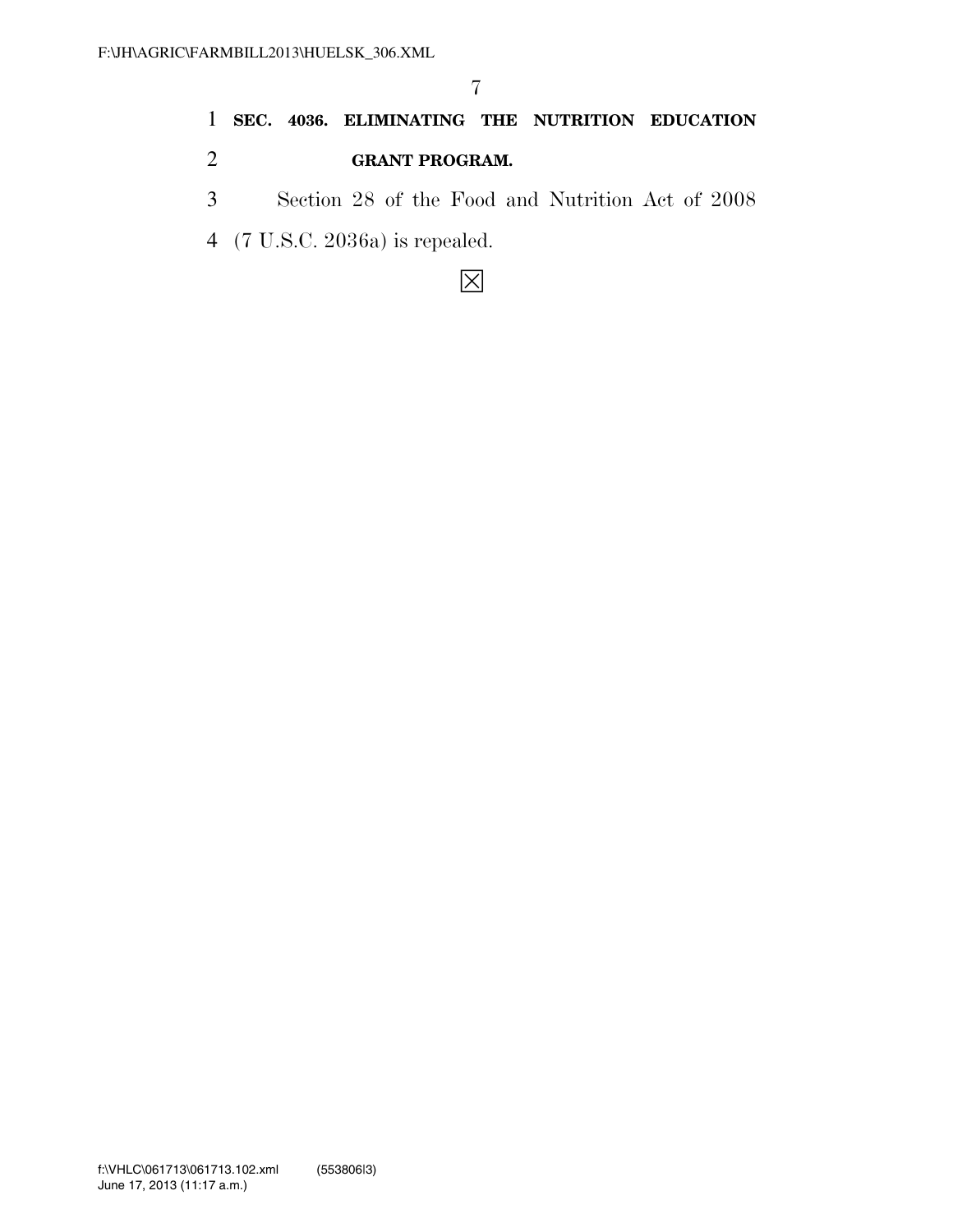**SEC. 4036. ELIMINATING THE NUTRITION EDUCATION GRANT PROGRAM.**

Section 28 of the Food and Nutrition Act of 2008 (7 U.S.C. 2036a) is repealed.